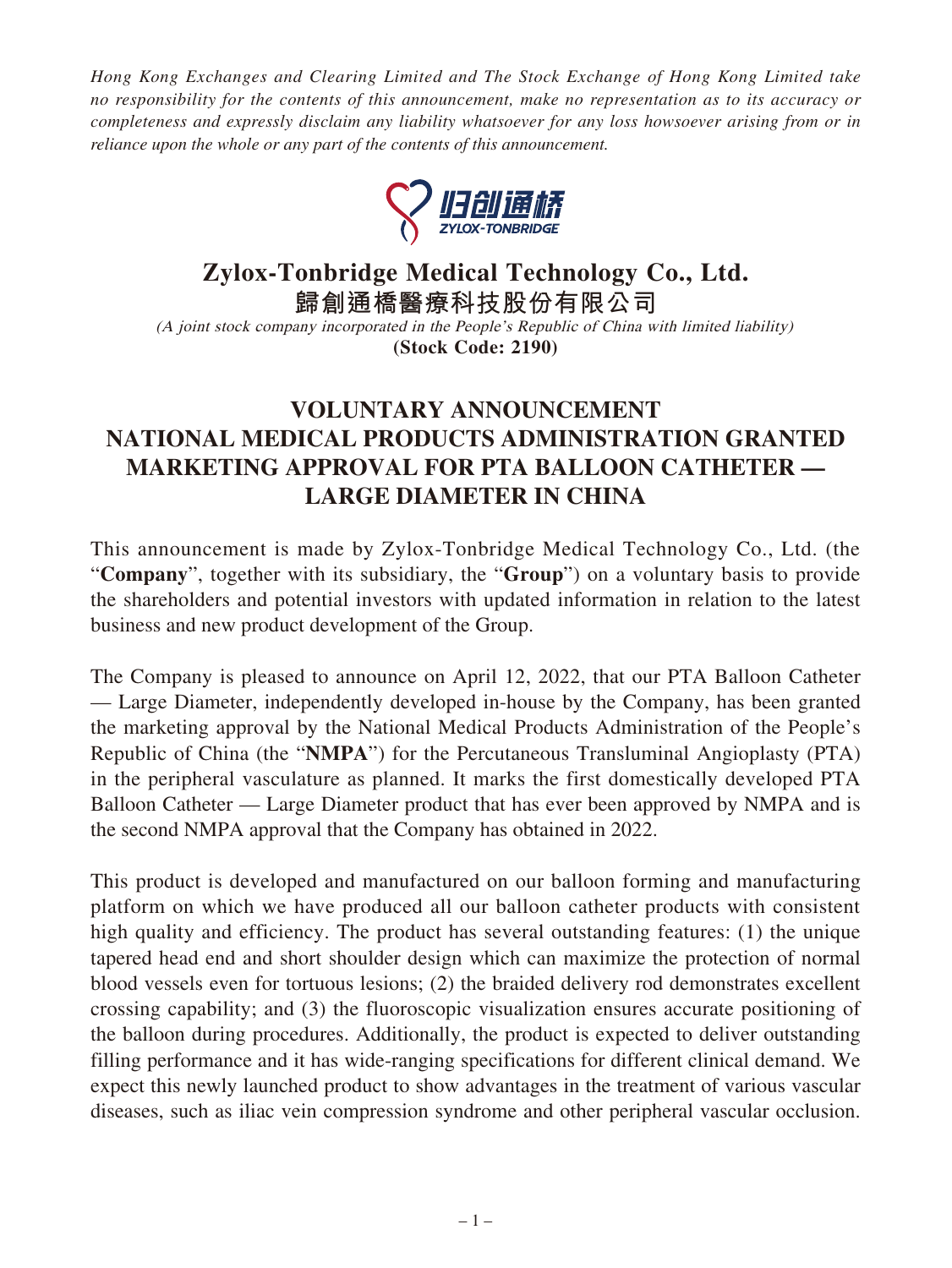*Hong Kong Exchanges and Clearing Limited and The Stock Exchange of Hong Kong Limited take no responsibility for the contents of this announcement, make no representation as to its accuracy or completeness and expressly disclaim any liability whatsoever for any loss howsoever arising from or in reliance upon the whole or any part of the contents of this announcement.*

# Zylox-Tonbridge Medical Technology Co., Ltd.

# 歸創通橋醫療科技股份有限公司

*(A joint stock company incorporated in the People's Republic of China with limited liability)*

**(Stock Code: 2190)**

## VOLUNTARY ANNOUNCEMENT NATIONAL MEDICAL PRODUCTS ADMINISTRATION GRANTED MARKETING APPROVAL FOR PTA BALLOON CATHETER — LARGE DIAMETER IN CHINA

This announcement is made by Zylox-Tonbridge Medical Technology Co., Ltd. (the "**Company**", together with its subsidiary, the "**Group**") on a voluntary basis to provide the shareholders and potential investors with updated information in relation to the latest business and new product development of the Group.

The Company is pleased to announce on April 12, 2022, that our PTA Balloon Catheter — Large Diameter, independently developed in-house by the Company, has been granted the marketing approval by the National Medical Products Administration of the People's Republic of China (the "**NMPA**") for the Percutaneous Transluminal Angioplasty (PTA) in the peripheral vasculature as planned. It marks the first domestically developed PTA Balloon Catheter — Large Diameter product that has ever been approved by NMPA and is the second NMPA approval that the Company has obtained in 2022.

This product is developed and manufactured on our balloon forming and manufacturing platform on which we have produced all our balloon catheter products with consistent high quality and efficiency. The product has several outstanding features: (1) the unique tapered head end and short shoulder design which can maximize the protection of normal blood vessels even for tortuous lesions; (2) the braided delivery rod demonstrates excellent crossing capability; and (3) the fluoroscopic visualization ensures accurate positioning of the balloon during procedures. Additionally, the product is expected to deliver outstanding filling performance and it has wide-ranging specifications for different clinical demand. We expect this newly launched product to show advantages in the treatment of various vascular diseases, such as iliac vein compression syndrome and other peripheral vascular occlusion.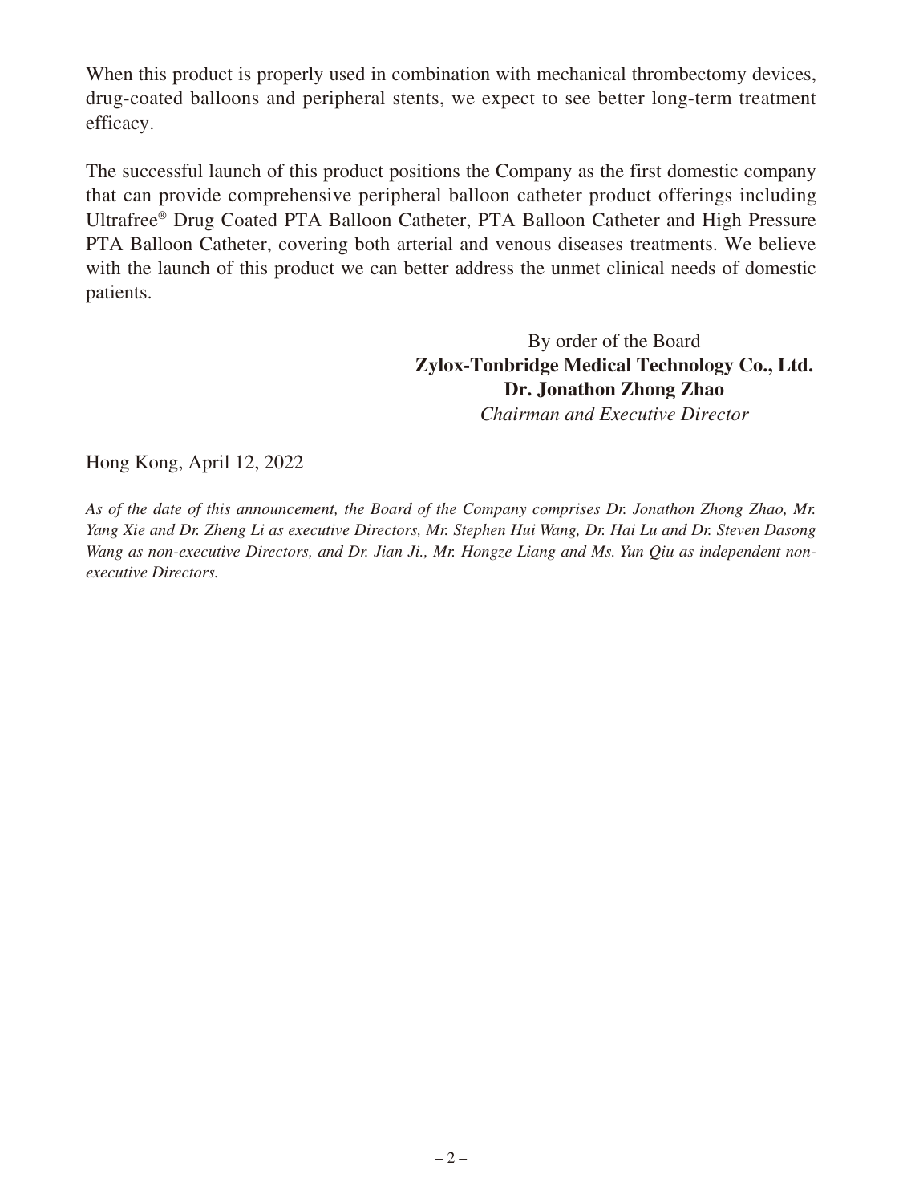When this product is properly used in combination with mechanical thrombectomy devices, drug-coated balloons and peripheral stents, we expect to see better long-term treatment efficacy.

The successful launch of this product positions the Company as the first domestic company that can provide comprehensive peripheral balloon catheter product offerings including Ultrafree® Drug Coated PTA Balloon Catheter, PTA Balloon Catheter and High Pressure PTA Balloon Catheter, covering both arterial and venous diseases treatments. We believe with the launch of this product we can better address the unmet clinical needs of domestic patients.

By order of the Board
**Zylox-Tonbridge Medical Technology Co., Ltd.**
**Dr. Jonathon Zhong Zhao**
*Chairman and Executive Director*

Hong Kong, April 12, 2022

*As of the date of this announcement, the Board of the Company comprises Dr. Jonathon Zhong Zhao, Mr. Yang Xie and Dr. Zheng Li as executive Directors, Mr. Stephen Hui Wang, Dr. Hai Lu and Dr. Steven Dasong Wang as non-executive Directors, and Dr. Jian Ji., Mr. Hongze Liang and Ms. Yun Qiu as independent non-executive Directors.*